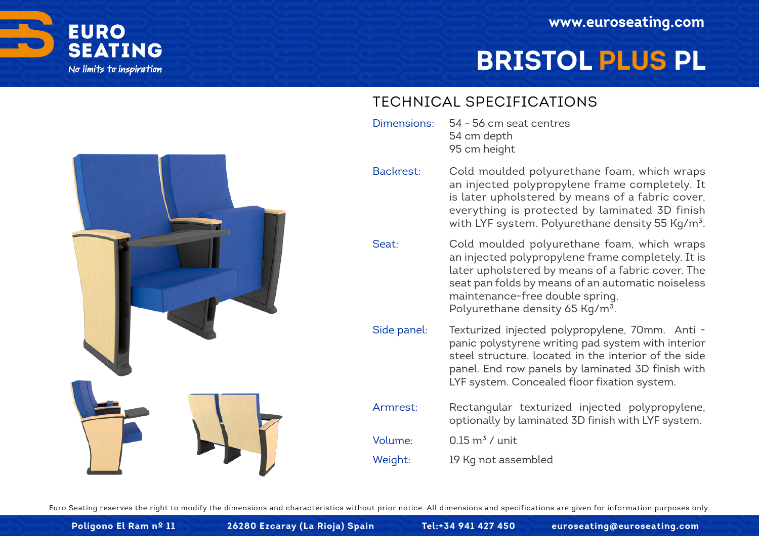# EURO SEATING

*No limits to inspiration*

www.euroseating.com

# BRISTOL PLUS PL

## TECHNICAL SPECIFICATIONS

**Dimensions:** 54 - 56 cm seat centres
54 cm depth
95 cm height

**Backrest:** Cold moulded polyurethane foam, which wraps an injected polypropylene frame completely. It is later upholstered by means of a fabric cover, everything is protected by laminated 3D finish with LYF system. Polyurethane density 55 Kg/$m^3$.

**Seat:** Cold moulded polyurethane foam, which wraps an injected polypropylene frame completely. It is later upholstered by means of a fabric cover. The seat pan folds by means of an automatic noiseless maintenance-free double spring.
Polyurethane density 65 Kg/$m^3$.

**Side panel:** Texturized injected polypropylene, 70mm. Anti - panic polystyrene writing pad system with interior steel structure, located in the interior of the side panel. End row panels by laminated 3D finish with LYF system. Concealed floor fixation system.

**Armrest:** Rectangular texturized injected polypropylene, optionally by laminated 3D finish with LYF system.

**Volume:** 0.15 $m^3$ / unit

**Weight:** 19 Kg not assembled

Euro Seating reserves the right to modify the dimensions and characteristics without prior notice. All dimensions and specifications are given for information purposes only.

Poligono El Ram nº 11 | 26280 Ezcaray (La Rioja) Spain | Tel:+34 941 427 450 | euroseating@euroseating.com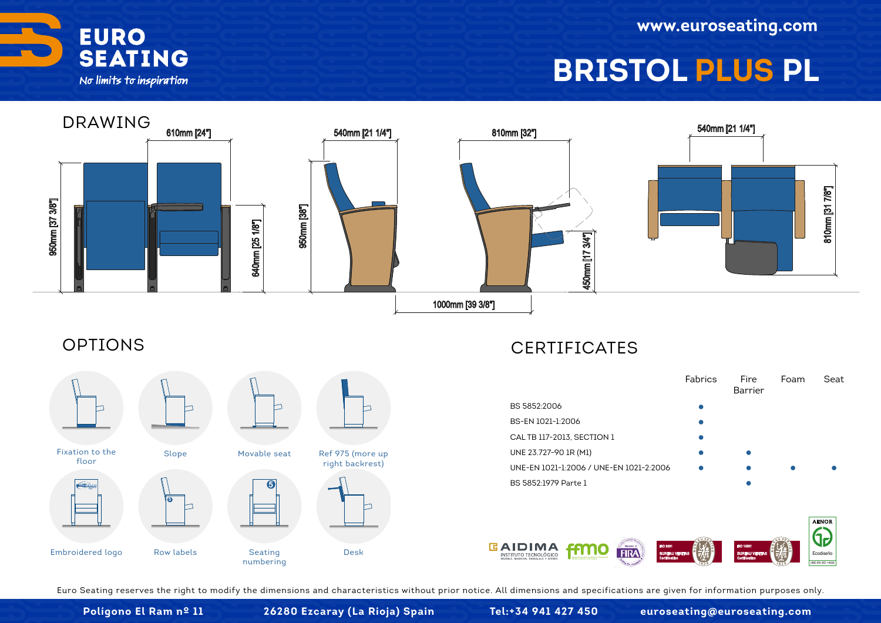# EURO SEATING

*No limits to inspiration*

www.euroseating.com

# BRISTOL PLUS PL

## DRAWING

610mm [24"]

950mm [37 3/8"]

640mm [25 1/8"]

540mm [21 1/4"]

950mm [38"]

810mm [32"]

450mm [17 3/4"]

1000mm [39 3/8"]

540mm [21 1/4"]

810mm [31 7/8"]

## OPTIONS

Fixation to the floor

Slope

Movable seat

Ref 975 (more up right backrest)

Embroidered logo

Row labels

Seating numbering

Desk

## CERTIFICATES

| | Fabrics | Fire Barrier | Foam | Seat |
|---|---|---|---|---|
| BS 5852:2006 | ● | | | |
| BS-EN 1021-1:2006 | ● | | | |
| CAL TB 117-2013, SECTION 1 | ● | | | |
| UNE 23.727-90 1R (M1) | ● | ● | | |
| UNE-EN 1021-1:2006 / UNE-EN 1021-2:2006 | ● | ● | ● | ● |
| BS 5852:1979 Parte 1 | | ● | | |

AIDIMA INSTITUTO TECNOLÓGICO · ffmo · FIRA · ISO 9001 BUREAU VERITAS Certification · ISO 14001 BUREAU VERITAS Certification · AENOR Ecodiseño UNE-EN ISO 14006

Euro Seating reserves the right to modify the dimensions and characteristics without prior notice. All dimensions and specifications are given for information purposes only.

Polígono El Ram nº 11 · 26280 Ezcaray (La Rioja) Spain · Tel:+34 941 427 450 · euroseating@euroseating.com